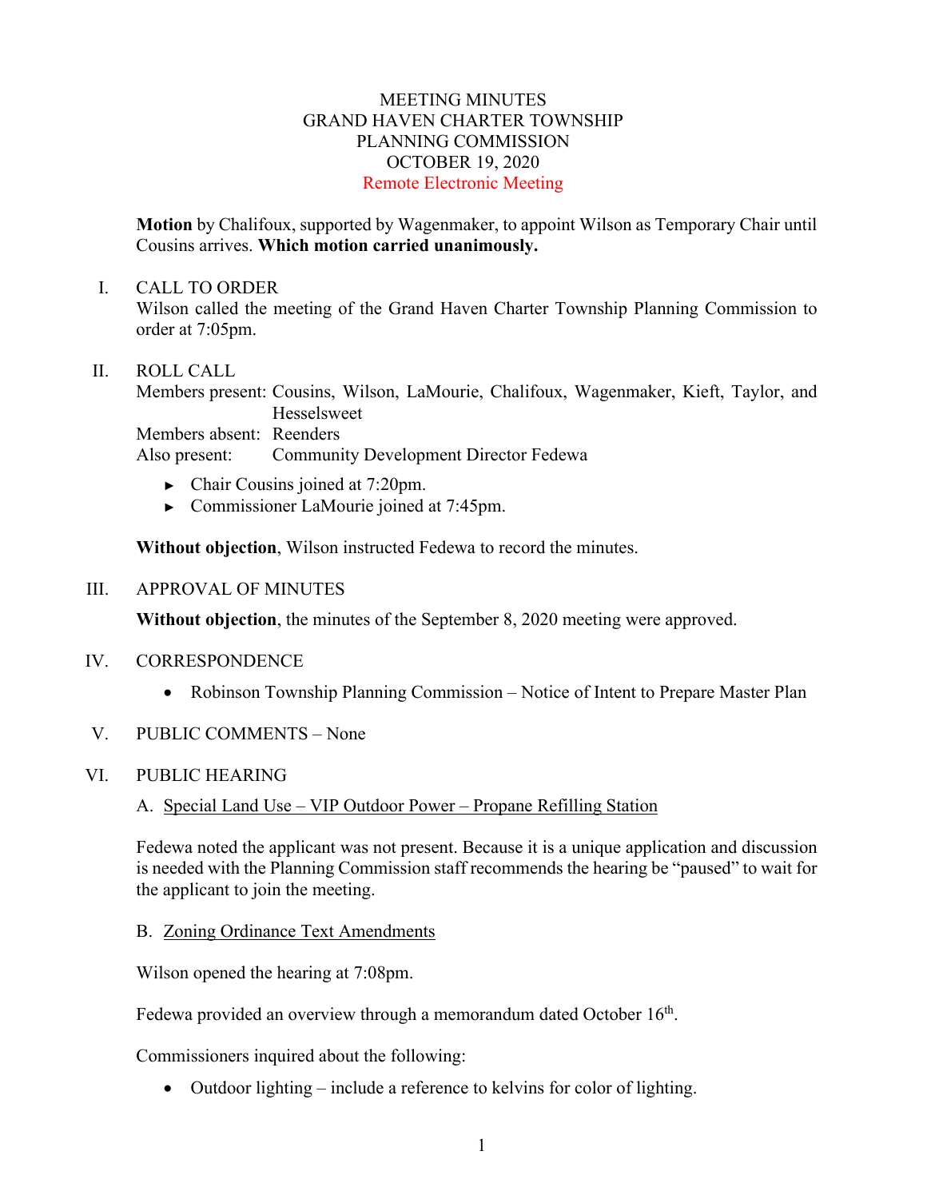MEETING MINUTES
GRAND HAVEN CHARTER TOWNSHIP
PLANNING COMMISSION
OCTOBER 19, 2020
Remote Electronic Meeting

**Motion** by Chalifoux, supported by Wagenmaker, to appoint Wilson as Temporary Chair until Cousins arrives. **Which motion carried unanimously.**

I. CALL TO ORDER

Wilson called the meeting of the Grand Haven Charter Township Planning Commission to order at 7:05pm.

II. ROLL CALL

Members present: Cousins, Wilson, LaMourie, Chalifoux, Wagenmaker, Kieft, Taylor, and Hesselsweet
Members absent: Reenders
Also present: Community Development Director Fedewa

- Chair Cousins joined at 7:20pm.
- Commissioner LaMourie joined at 7:45pm.

**Without objection**, Wilson instructed Fedewa to record the minutes.

III. APPROVAL OF MINUTES

**Without objection**, the minutes of the September 8, 2020 meeting were approved.

IV. CORRESPONDENCE

- Robinson Township Planning Commission – Notice of Intent to Prepare Master Plan

V. PUBLIC COMMENTS – None

VI. PUBLIC HEARING

A. Special Land Use – VIP Outdoor Power – Propane Refilling Station

Fedewa noted the applicant was not present. Because it is a unique application and discussion is needed with the Planning Commission staff recommends the hearing be "paused" to wait for the applicant to join the meeting.

B. Zoning Ordinance Text Amendments

Wilson opened the hearing at 7:08pm.

Fedewa provided an overview through a memorandum dated October 16th.

Commissioners inquired about the following:

- Outdoor lighting – include a reference to kelvins for color of lighting.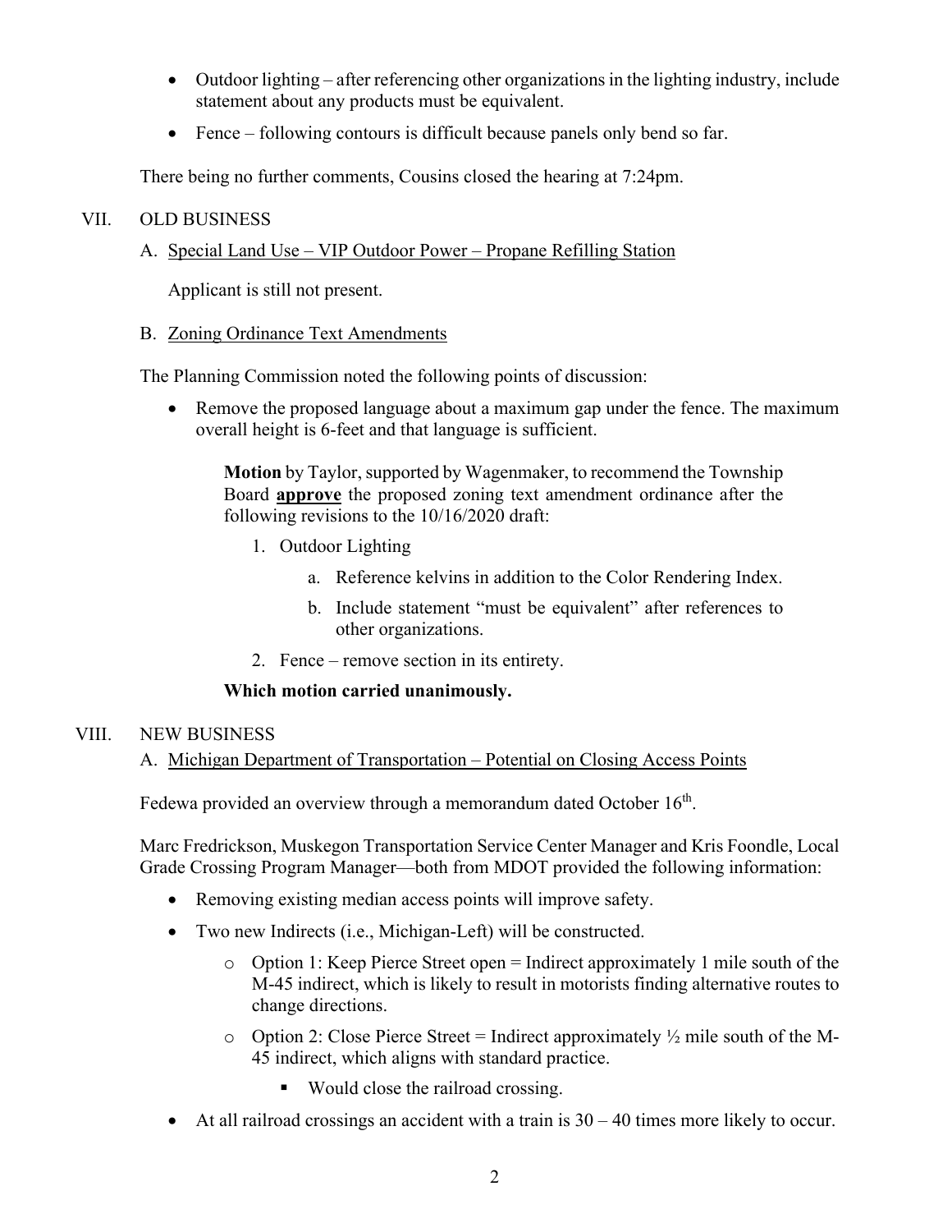- Outdoor lighting – after referencing other organizations in the lighting industry, include statement about any products must be equivalent.
- Fence – following contours is difficult because panels only bend so far.

There being no further comments, Cousins closed the hearing at 7:24pm.

## VII. OLD BUSINESS

A. Special Land Use – VIP Outdoor Power – Propane Refilling Station

Applicant is still not present.

B. Zoning Ordinance Text Amendments

The Planning Commission noted the following points of discussion:

- Remove the proposed language about a maximum gap under the fence. The maximum overall height is 6-feet and that language is sufficient.

> **Motion** by Taylor, supported by Wagenmaker, to recommend the Township Board **approve** the proposed zoning text amendment ordinance after the following revisions to the 10/16/2020 draft:
>
> 1. Outdoor Lighting
>     a. Reference kelvins in addition to the Color Rendering Index.
>     b. Include statement "must be equivalent" after references to other organizations.
> 2. Fence – remove section in its entirety.
>
> **Which motion carried unanimously.**

## VIII. NEW BUSINESS

A. Michigan Department of Transportation – Potential on Closing Access Points

Fedewa provided an overview through a memorandum dated October 16th.

Marc Fredrickson, Muskegon Transportation Service Center Manager and Kris Foondle, Local Grade Crossing Program Manager—both from MDOT provided the following information:

- Removing existing median access points will improve safety.
- Two new Indirects (i.e., Michigan-Left) will be constructed.
    - Option 1: Keep Pierce Street open = Indirect approximately 1 mile south of the M-45 indirect, which is likely to result in motorists finding alternative routes to change directions.
    - Option 2: Close Pierce Street = Indirect approximately ½ mile south of the M-45 indirect, which aligns with standard practice.
        - Would close the railroad crossing.
- At all railroad crossings an accident with a train is 30 – 40 times more likely to occur.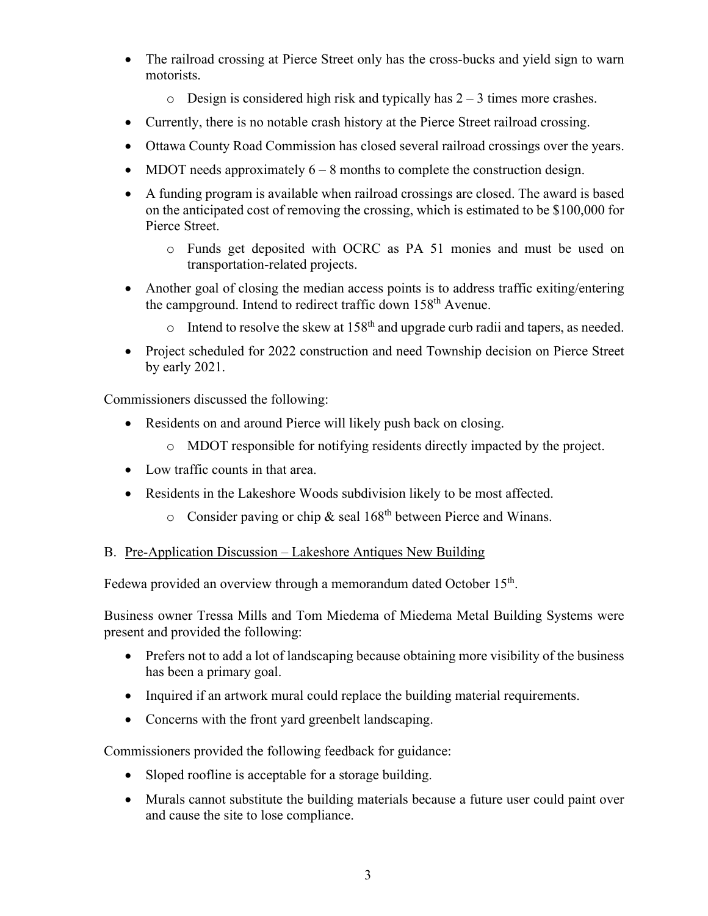- The railroad crossing at Pierce Street only has the cross-bucks and yield sign to warn motorists.
  - Design is considered high risk and typically has 2 – 3 times more crashes.
- Currently, there is no notable crash history at the Pierce Street railroad crossing.
- Ottawa County Road Commission has closed several railroad crossings over the years.
- MDOT needs approximately 6 – 8 months to complete the construction design.
- A funding program is available when railroad crossings are closed. The award is based on the anticipated cost of removing the crossing, which is estimated to be $100,000 for Pierce Street.
  - Funds get deposited with OCRC as PA 51 monies and must be used on transportation-related projects.
- Another goal of closing the median access points is to address traffic exiting/entering the campground. Intend to redirect traffic down 158th Avenue.
  - Intend to resolve the skew at 158th and upgrade curb radii and tapers, as needed.
- Project scheduled for 2022 construction and need Township decision on Pierce Street by early 2021.

Commissioners discussed the following:

- Residents on and around Pierce will likely push back on closing.
  - MDOT responsible for notifying residents directly impacted by the project.
- Low traffic counts in that area.
- Residents in the Lakeshore Woods subdivision likely to be most affected.
  - Consider paving or chip & seal 168th between Pierce and Winans.

B. Pre-Application Discussion – Lakeshore Antiques New Building

Fedewa provided an overview through a memorandum dated October 15th.

Business owner Tressa Mills and Tom Miedema of Miedema Metal Building Systems were present and provided the following:

- Prefers not to add a lot of landscaping because obtaining more visibility of the business has been a primary goal.
- Inquired if an artwork mural could replace the building material requirements.
- Concerns with the front yard greenbelt landscaping.

Commissioners provided the following feedback for guidance:

- Sloped roofline is acceptable for a storage building.
- Murals cannot substitute the building materials because a future user could paint over and cause the site to lose compliance.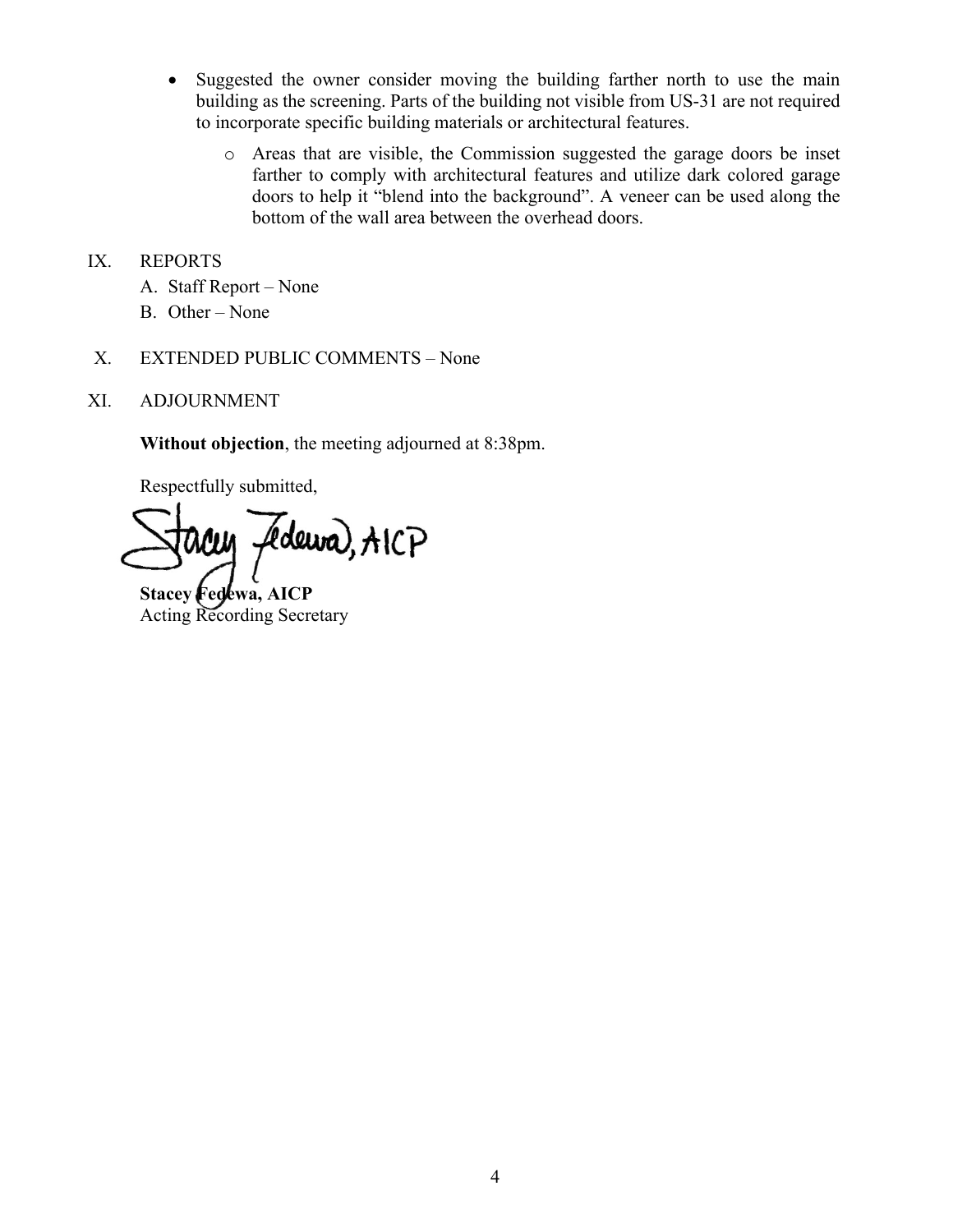- Suggested the owner consider moving the building farther north to use the main building as the screening. Parts of the building not visible from US-31 are not required to incorporate specific building materials or architectural features.
    - Areas that are visible, the Commission suggested the garage doors be inset farther to comply with architectural features and utilize dark colored garage doors to help it "blend into the background". A veneer can be used along the bottom of the wall area between the overhead doors.

IX. REPORTS

A. Staff Report – None

B. Other – None

X. EXTENDED PUBLIC COMMENTS – None

XI. ADJOURNMENT

**Without objection**, the meeting adjourned at 8:38pm.

Respectfully submitted,

**Stacey Fedewa, AICP**
Acting Recording Secretary